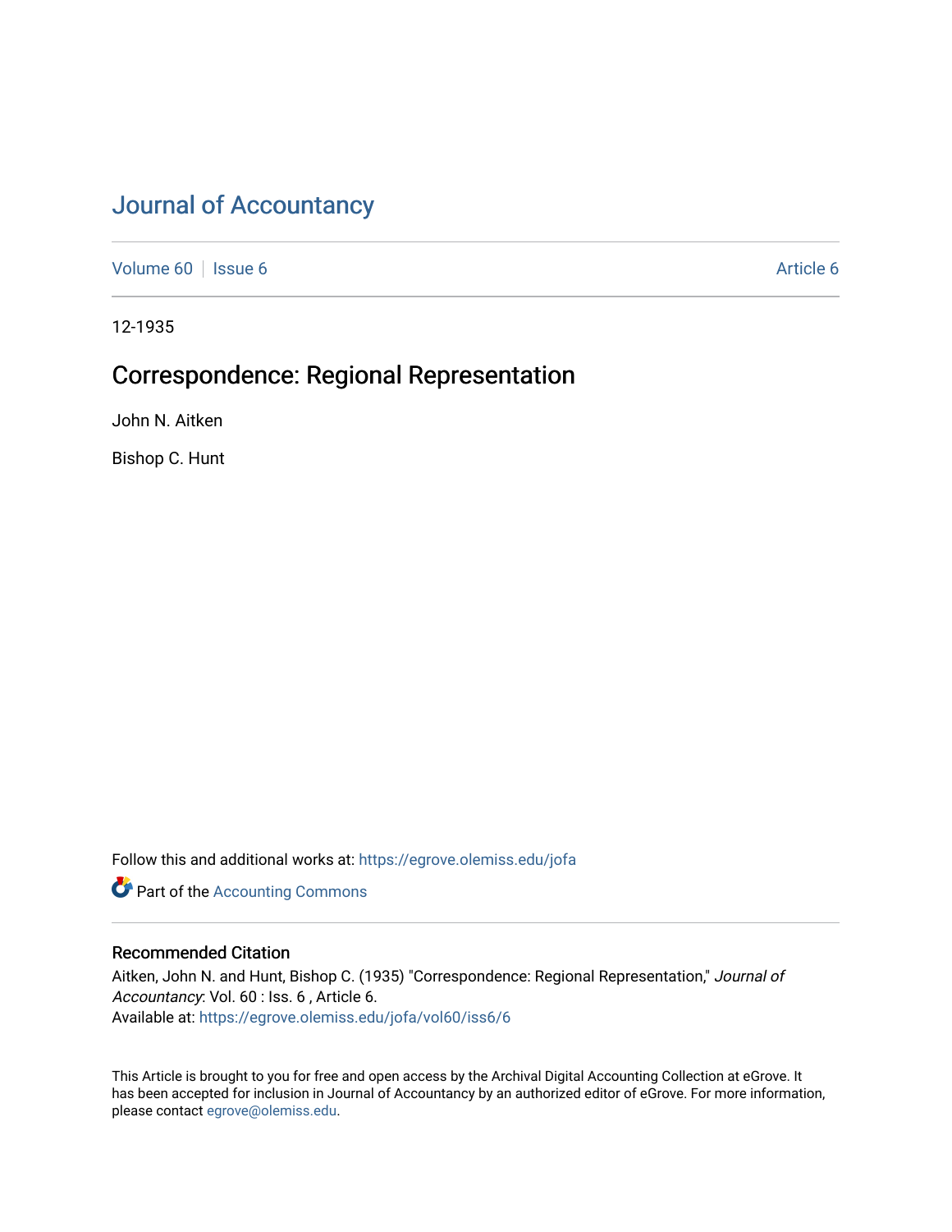# Journal of Accountancy

Volume 60 | Issue 6 | Article 6

12-1935

## Correspondence: Regional Representation

John N. Aitken

Bishop C. Hunt

Follow this and additional works at: https://egrove.olemiss.edu/jofa

Part of the Accounting Commons

### Recommended Citation

Aitken, John N. and Hunt, Bishop C. (1935) "Correspondence: Regional Representation," *Journal of Accountancy*: Vol. 60 : Iss. 6 , Article 6.
Available at: https://egrove.olemiss.edu/jofa/vol60/iss6/6

This Article is brought to you for free and open access by the Archival Digital Accounting Collection at eGrove. It has been accepted for inclusion in Journal of Accountancy by an authorized editor of eGrove. For more information, please contact egrove@olemiss.edu.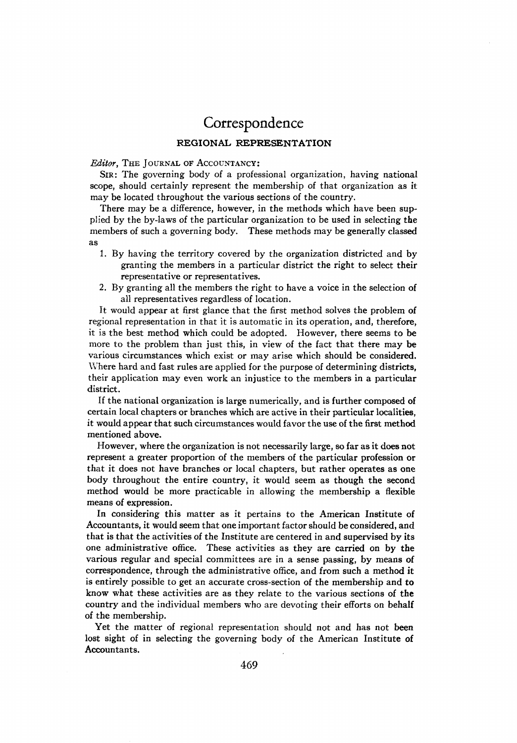# Correspondence

## REGIONAL REPRESENTATION

*Editor*, The Journal of Accountancy:

Sir: The governing body of a professional organization, having national scope, should certainly represent the membership of that organization as it may be located throughout the various sections of the country.

There may be a difference, however, in the methods which have been supplied by the by-laws of the particular organization to be used in selecting the members of such a governing body. These methods may be generally classed as

1. By having the territory covered by the organization districted and by granting the members in a particular district the right to select their representative or representatives.
2. By granting all the members the right to have a voice in the selection of all representatives regardless of location.

It would appear at first glance that the first method solves the problem of regional representation in that it is automatic in its operation, and, therefore, it is the best method which could be adopted. However, there seems to be more to the problem than just this, in view of the fact that there may be various circumstances which exist or may arise which should be considered. Where hard and fast rules are applied for the purpose of determining districts, their application may even work an injustice to the members in a particular district.

If the national organization is large numerically, and is further composed of certain local chapters or branches which are active in their particular localities, it would appear that such circumstances would favor the use of the first method mentioned above.

However, where the organization is not necessarily large, so far as it does not represent a greater proportion of the members of the particular profession or that it does not have branches or local chapters, but rather operates as one body throughout the entire country, it would seem as though the second method would be more practicable in allowing the membership a flexible means of expression.

In considering this matter as it pertains to the American Institute of Accountants, it would seem that one important factor should be considered, and that is that the activities of the Institute are centered in and supervised by its one administrative office. These activities as they are carried on by the various regular and special committees are in a sense passing, by means of correspondence, through the administrative office, and from such a method it is entirely possible to get an accurate cross-section of the membership and to know what these activities are as they relate to the various sections of the country and the individual members who are devoting their efforts on behalf of the membership.

Yet the matter of regional representation should not and has not been lost sight of in selecting the governing body of the American Institute of Accountants.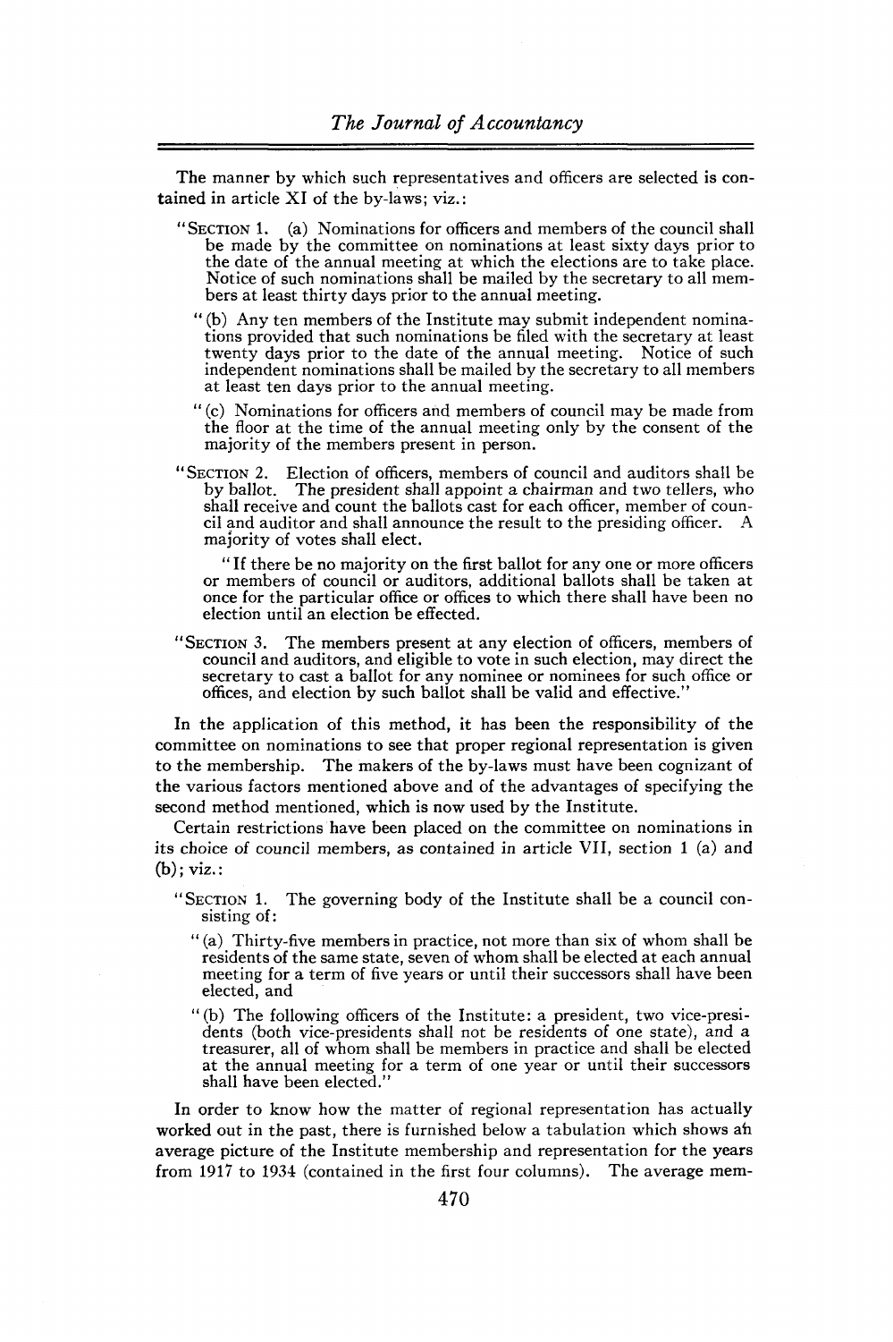The manner by which such representatives and officers are selected is contained in article XI of the by-laws; viz.:

> "SECTION 1. (a) Nominations for officers and members of the council shall be made by the committee on nominations at least sixty days prior to the date of the annual meeting at which the elections are to take place. Notice of such nominations shall be mailed by the secretary to all members at least thirty days prior to the annual meeting.
>
> "(b) Any ten members of the Institute may submit independent nominations provided that such nominations be filed with the secretary at least twenty days prior to the date of the annual meeting. Notice of such independent nominations shall be mailed by the secretary to all members at least ten days prior to the annual meeting.
>
> "(c) Nominations for officers and members of council may be made from the floor at the time of the annual meeting only by the consent of the majority of the members present in person.
>
> "SECTION 2. Election of officers, members of council and auditors shall be by ballot. The president shall appoint a chairman and two tellers, who shall receive and count the ballots cast for each officer, member of council and auditor and shall announce the result to the presiding officer. A majority of votes shall elect.
>
> "If there be no majority on the first ballot for any one or more officers or members of council or auditors, additional ballots shall be taken at once for the particular office or offices to which there shall have been no election until an election be effected.
>
> "SECTION 3. The members present at any election of officers, members of council and auditors, and eligible to vote in such election, may direct the secretary to cast a ballot for any nominee or nominees for such office or offices, and election by such ballot shall be valid and effective."

In the application of this method, it has been the responsibility of the committee on nominations to see that proper regional representation is given to the membership. The makers of the by-laws must have been cognizant of the various factors mentioned above and of the advantages of specifying the second method mentioned, which is now used by the Institute.

Certain restrictions have been placed on the committee on nominations in its choice of council members, as contained in article VII, section 1 (a) and (b); viz.:

> "SECTION 1. The governing body of the Institute shall be a council consisting of:
>
> "(a) Thirty-five members in practice, not more than six of whom shall be residents of the same state, seven of whom shall be elected at each annual meeting for a term of five years or until their successors shall have been elected, and
>
> "(b) The following officers of the Institute: a president, two vice-presidents (both vice-presidents shall not be residents of one state), and a treasurer, all of whom shall be members in practice and shall be elected at the annual meeting for a term of one year or until their successors shall have been elected."

In order to know how the matter of regional representation has actually worked out in the past, there is furnished below a tabulation which shows an average picture of the Institute membership and representation for the years from 1917 to 1934 (contained in the first four columns). The average mem-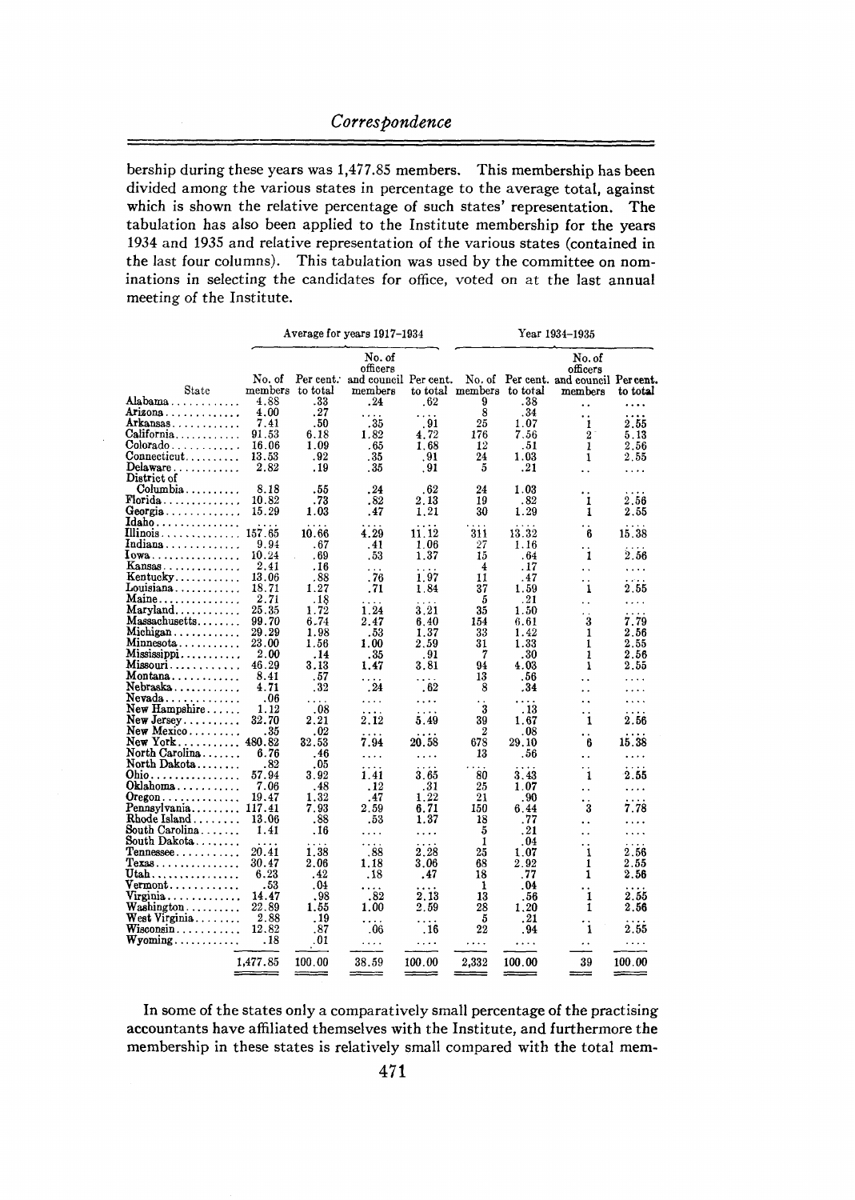bership during these years was 1,477.85 members. This membership has been divided among the various states in percentage to the average total, against which is shown the relative percentage of such states' representation. The tabulation has also been applied to the Institute membership for the years 1934 and 1935 and relative representation of the various states (contained in the last four columns). This tabulation was used by the committee on nominations in selecting the candidates for office, voted on at the last annual meeting of the Institute.

| | Average for years 1917–1934 | | | | Year 1934–1935 | | | |
|---|---|---|---|---|---|---|---|---|
| State | No. of members | Per cent. to total | No. of officers and council members | Per cent. to total | No. of members | Per cent. to total | No. of officers and council members | Per cent. to total |
| Alabama | 4.88 | .33 | .24 | .62 | 9 | .38 | .. | .... |
| Arizona | 4.00 | .27 | .... | .... | 8 | .34 | .. | .... |
| Arkansas | 7.41 | .50 | .35 | .91 | 25 | 1.07 | 1 | 2.55 |
| California | 91.53 | 6.18 | 1.82 | 4.72 | 176 | 7.56 | 2 | 5.13 |
| Colorado | 16.06 | 1.09 | .65 | 1.68 | 12 | .51 | 1 | 2.56 |
| Connecticut | 13.53 | .92 | .35 | .91 | 24 | 1.03 | 1 | 2.55 |
| Delaware | 2.82 | .19 | .35 | .91 | 5 | .21 | .. | .... |
| District of Columbia | 8.18 | .55 | .24 | .62 | 24 | 1.03 | .. | .... |
| Florida | 10.82 | .73 | .82 | 2.13 | 19 | .82 | 1 | 2.56 |
| Georgia | 15.29 | 1.03 | .47 | 1.21 | 30 | 1.29 | 1 | 2.55 |
| Idaho | .... | .... | .... | .... | .... | .... | .. | .... |
| Illinois | 157.65 | 10.66 | 4.29 | 11.12 | 311 | 13.32 | 6 | 15.38 |
| Indiana | 9.94 | .67 | .41 | 1.06 | 27 | 1.16 | .. | .... |
| Iowa | 10.24 | .69 | .53 | 1.37 | 15 | .64 | 1 | 2.56 |
| Kansas | 2.41 | .16 | .... | .... | 4 | .17 | .. | .... |
| Kentucky | 13.06 | .88 | .76 | 1.97 | 11 | .47 | .. | .... |
| Louisiana | 18.71 | 1.27 | .71 | 1.84 | 37 | 1.59 | 1 | 2.55 |
| Maine | 2.71 | .18 | .... | .... | 5 | .21 | .. | .... |
| Maryland | 25.35 | 1.72 | 1.24 | 3.21 | 35 | 1.50 | .. | .... |
| Massachusetts | 99.70 | 6.74 | 2.47 | 6.40 | 154 | 6.61 | 3 | 7.79 |
| Michigan | 29.29 | 1.98 | .53 | 1.37 | 33 | 1.42 | 1 | 2.56 |
| Minnesota | 23.00 | 1.56 | 1.00 | 2.59 | 31 | 1.33 | 1 | 2.55 |
| Mississippi | 2.00 | .14 | .35 | .91 | 7 | .30 | 1 | 2.56 |
| Missouri | 46.29 | 3.13 | 1.47 | 3.81 | 94 | 4.03 | 1 | 2.55 |
| Montana | 8.41 | .57 | .... | .... | 13 | .56 | .. | .... |
| Nebraska | 4.71 | .32 | .24 | .62 | 8 | .34 | .. | .... |
| Nevada | .06 | .... | .... | .... | .. | .... | .. | .... |
| New Hampshire | 1.12 | .08 | .... | .... | 3 | .13 | .. | .... |
| New Jersey | 32.70 | 2.21 | 2.12 | 5.49 | 39 | 1.67 | 1 | 2.56 |
| New Mexico | .35 | .02 | .... | .... | 2 | .08 | .. | .... |
| New York | 480.82 | 32.53 | 7.94 | 20.58 | 678 | 29.10 | 6 | 15.38 |
| North Carolina | 6.76 | .46 | .... | .... | 13 | .56 | .. | .... |
| North Dakota | .82 | .05 | .... | .... | .... | .... | .. | .... |
| Ohio | 57.94 | 3.92 | 1.41 | 3.65 | 80 | 3.43 | 1 | 2.55 |
| Oklahoma | 7.06 | .48 | .12 | .31 | 25 | 1.07 | .. | .... |
| Oregon | 19.47 | 1.32 | .47 | 1.22 | 21 | .90 | .. | .... |
| Pennsylvania | 117.41 | 7.93 | 2.59 | 6.71 | 150 | 6.44 | 3 | 7.78 |
| Rhode Island | 13.06 | .88 | .53 | 1.37 | 18 | .77 | .. | .... |
| South Carolina | 1.41 | .16 | .... | .... | 5 | .21 | .. | .... |
| South Dakota | .... | .... | .... | .... | 1 | .04 | .. | .... |
| Tennessee | 20.41 | 1.38 | .88 | 2.28 | 25 | 1.07 | 1 | 2.56 |
| Texas | 30.47 | 2.06 | 1.18 | 3.06 | 68 | 2.92 | 1 | 2.55 |
| Utah | 6.23 | .42 | .18 | .47 | 18 | .77 | 1 | 2.56 |
| Vermont | .53 | .04 | .... | .... | 1 | .04 | .. | .... |
| Virginia | 14.47 | .98 | .82 | 2.13 | 13 | .56 | 1 | 2.55 |
| Washington | 22.89 | 1.55 | 1.00 | 2.59 | 28 | 1.20 | 1 | 2.56 |
| West Virginia | 2.88 | .19 | .... | .... | 5 | .21 | .. | .... |
| Wisconsin | 12.82 | .87 | .06 | .16 | 22 | .94 | 1 | 2.55 |
| Wyoming | .18 | .01 | .... | .... | .... | .... | .. | .... |
| | 1,477.85 | 100.00 | 38.59 | 100.00 | 2,332 | 100.00 | 39 | 100.00 |

In some of the states only a comparatively small percentage of the practising accountants have affiliated themselves with the Institute, and furthermore the membership in these states is relatively small compared with the total mem-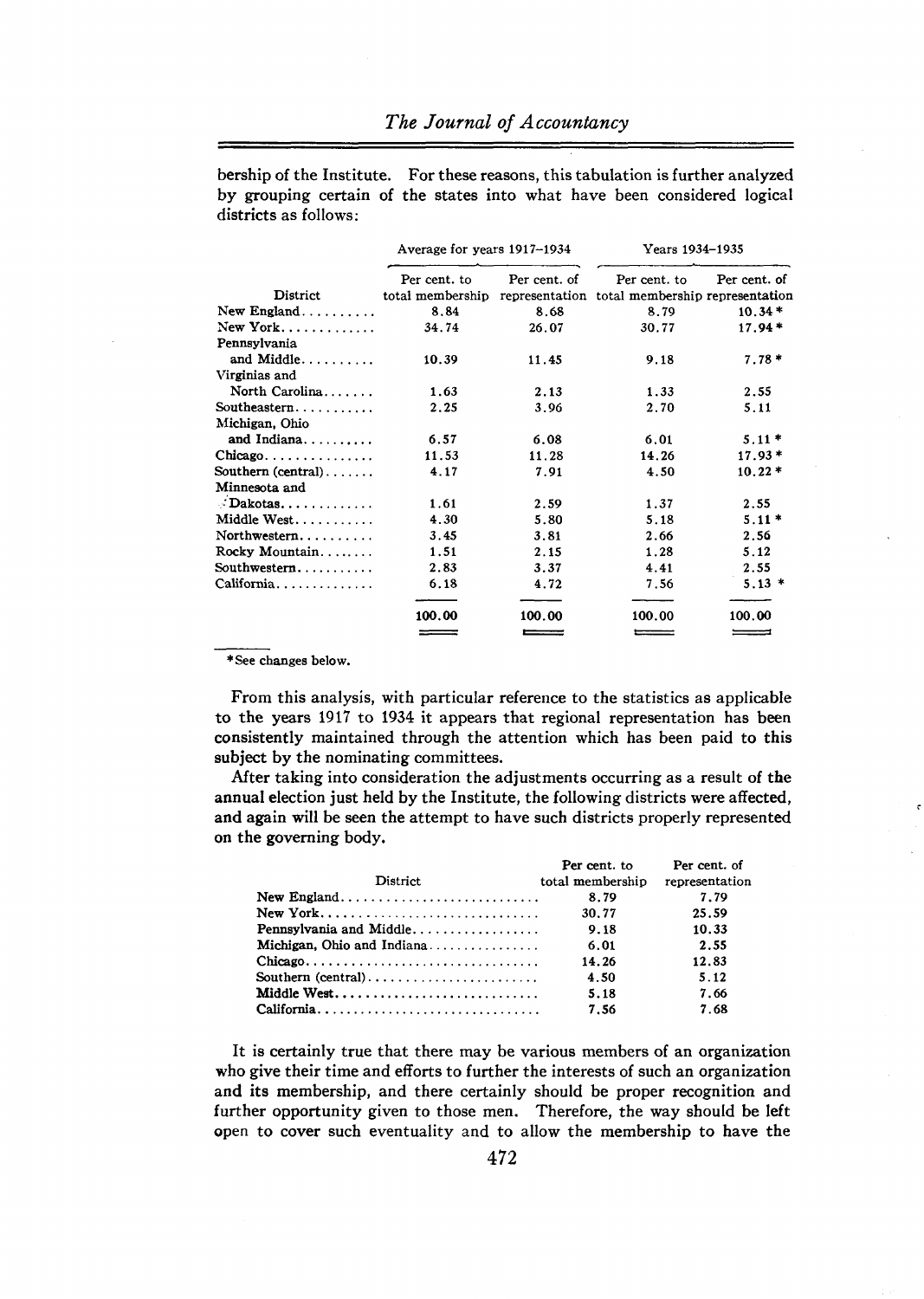bership of the Institute. For these reasons, this tabulation is further analyzed by grouping certain of the states into what have been considered logical districts as follows:

| | Average for years 1917–1934 | | Years 1934–1935 | |
|---|---|---|---|---|
| District | Per cent. to total membership | Per cent. of representation | Per cent. to total membership | Per cent. of representation |
| New England | 8.84 | 8.68 | 8.79 | 10.34* |
| New York | 34.74 | 26.07 | 30.77 | 17.94* |
| Pennsylvania and Middle | 10.39 | 11.45 | 9.18 | 7.78* |
| Virginias and North Carolina | 1.63 | 2.13 | 1.33 | 2.55 |
| Southeastern | 2.25 | 3.96 | 2.70 | 5.11 |
| Michigan, Ohio and Indiana | 6.57 | 6.08 | 6.01 | 5.11* |
| Chicago | 11.53 | 11.28 | 14.26 | 17.93* |
| Southern (central) | 4.17 | 7.91 | 4.50 | 10.22* |
| Minnesota and Dakotas | 1.61 | 2.59 | 1.37 | 2.55 |
| Middle West | 4.30 | 5.80 | 5.18 | 5.11* |
| Northwestern | 3.45 | 3.81 | 2.66 | 2.56 |
| Rocky Mountain | 1.51 | 2.15 | 1.28 | 5.12 |
| Southwestern | 2.83 | 3.37 | 4.41 | 2.55 |
| California | 6.18 | 4.72 | 7.56 | 5.13* |
| | 100.00 | 100.00 | 100.00 | 100.00 |

*See changes below.

From this analysis, with particular reference to the statistics as applicable to the years 1917 to 1934 it appears that regional representation has been consistently maintained through the attention which has been paid to this subject by the nominating committees.

After taking into consideration the adjustments occurring as a result of the annual election just held by the Institute, the following districts were affected, and again will be seen the attempt to have such districts properly represented on the governing body.

| District | Per cent. to total membership | Per cent. of representation |
|---|---|---|
| New England | 8.79 | 7.79 |
| New York | 30.77 | 25.59 |
| Pennsylvania and Middle | 9.18 | 10.33 |
| Michigan, Ohio and Indiana | 6.01 | 2.55 |
| Chicago | 14.26 | 12.83 |
| Southern (central) | 4.50 | 5.12 |
| Middle West | 5.18 | 7.66 |
| California | 7.56 | 7.68 |

It is certainly true that there may be various members of an organization who give their time and efforts to further the interests of such an organization and its membership, and there certainly should be proper recognition and further opportunity given to those men. Therefore, the way should be left open to cover such eventuality and to allow the membership to have the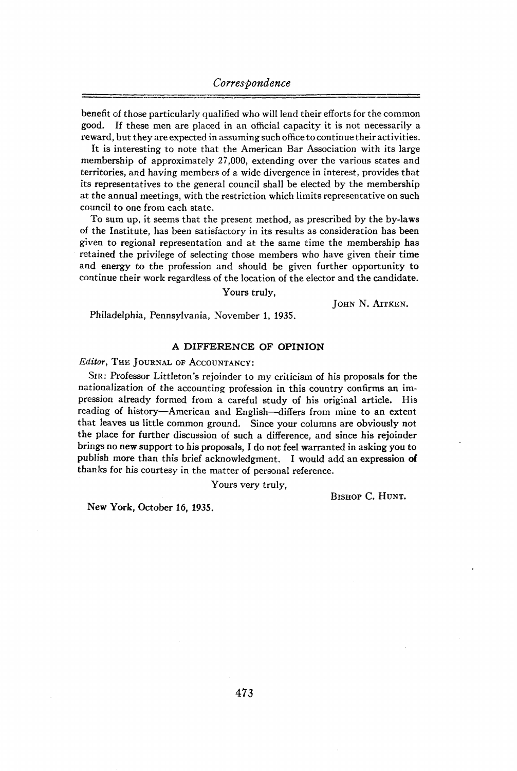benefit of those particularly qualified who will lend their efforts for the common good. If these men are placed in an official capacity it is not necessarily a reward, but they are expected in assuming such office to continue their activities.

It is interesting to note that the American Bar Association with its large membership of approximately 27,000, extending over the various states and territories, and having members of a wide divergence in interest, provides that its representatives to the general council shall be elected by the membership at the annual meetings, with the restriction which limits representative on such council to one from each state.

To sum up, it seems that the present method, as prescribed by the by-laws of the Institute, has been satisfactory in its results as consideration has been given to regional representation and at the same time the membership has retained the privilege of selecting those members who have given their time and energy to the profession and should be given further opportunity to continue their work regardless of the location of the elector and the candidate.

Yours truly,

JOHN N. AITKEN.

Philadelphia, Pennsylvania, November 1, 1935.

## A DIFFERENCE OF OPINION

*Editor*, THE JOURNAL OF ACCOUNTANCY:

SIR: Professor Littleton's rejoinder to my criticism of his proposals for the nationalization of the accounting profession in this country confirms an impression already formed from a careful study of his original article. His reading of history—American and English—differs from mine to an extent that leaves us little common ground. Since your columns are obviously not the place for further discussion of such a difference, and since his rejoinder brings no new support to his proposals, I do not feel warranted in asking you to publish more than this brief acknowledgment. I would add an expression of thanks for his courtesy in the matter of personal reference.

Yours very truly,

BISHOP C. HUNT.

New York, October 16, 1935.